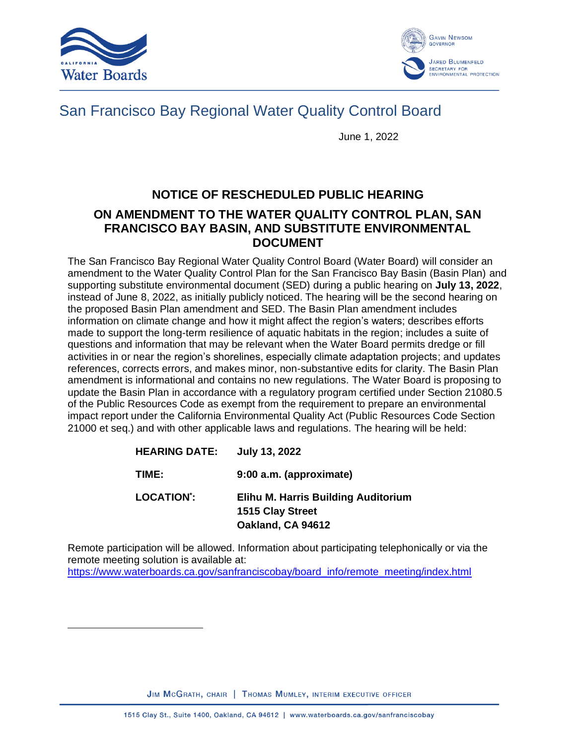# San Francisco Bay Regional Water Quality Control Board

June 1, 2022

## NOTICE OF RESCHEDULED PUBLIC HEARING

## ON AMENDMENT TO THE WATER QUALITY CONTROL PLAN, SAN FRANCISCO BAY BASIN, AND SUBSTITUTE ENVIRONMENTAL DOCUMENT

The San Francisco Bay Regional Water Quality Control Board (Water Board) will consider an amendment to the Water Quality Control Plan for the San Francisco Bay Basin (Basin Plan) and supporting substitute environmental document (SED) during a public hearing on **July 13, 2022**, instead of June 8, 2022, as initially publicly noticed. The hearing will be the second hearing on the proposed Basin Plan amendment and SED. The Basin Plan amendment includes information on climate change and how it might affect the region's waters; describes efforts made to support the long-term resilience of aquatic habitats in the region; includes a suite of questions and information that may be relevant when the Water Board permits dredge or fill activities in or near the region's shorelines, especially climate adaptation projects; and updates references, corrects errors, and makes minor, non-substantive edits for clarity. The Basin Plan amendment is informational and contains no new regulations. The Water Board is proposing to update the Basin Plan in accordance with a regulatory program certified under Section 21080.5 of the Public Resources Code as exempt from the requirement to prepare an environmental impact report under the California Environmental Quality Act (Public Resources Code Section 21000 et seq.) and with other applicable laws and regulations. The hearing will be held:

| | |
|---|---|
| **HEARING DATE:** | **July 13, 2022** |
| **TIME:** | **9:00 a.m. (approximate)** |
| **LOCATION*:** | **Elihu M. Harris Building Auditorium**<br>**1515 Clay Street**<br>**Oakland, CA 94612** |

Remote participation will be allowed. Information about participating telephonically or via the remote meeting solution is available at:
https://www.waterboards.ca.gov/sanfranciscobay/board_info/remote_meeting/index.html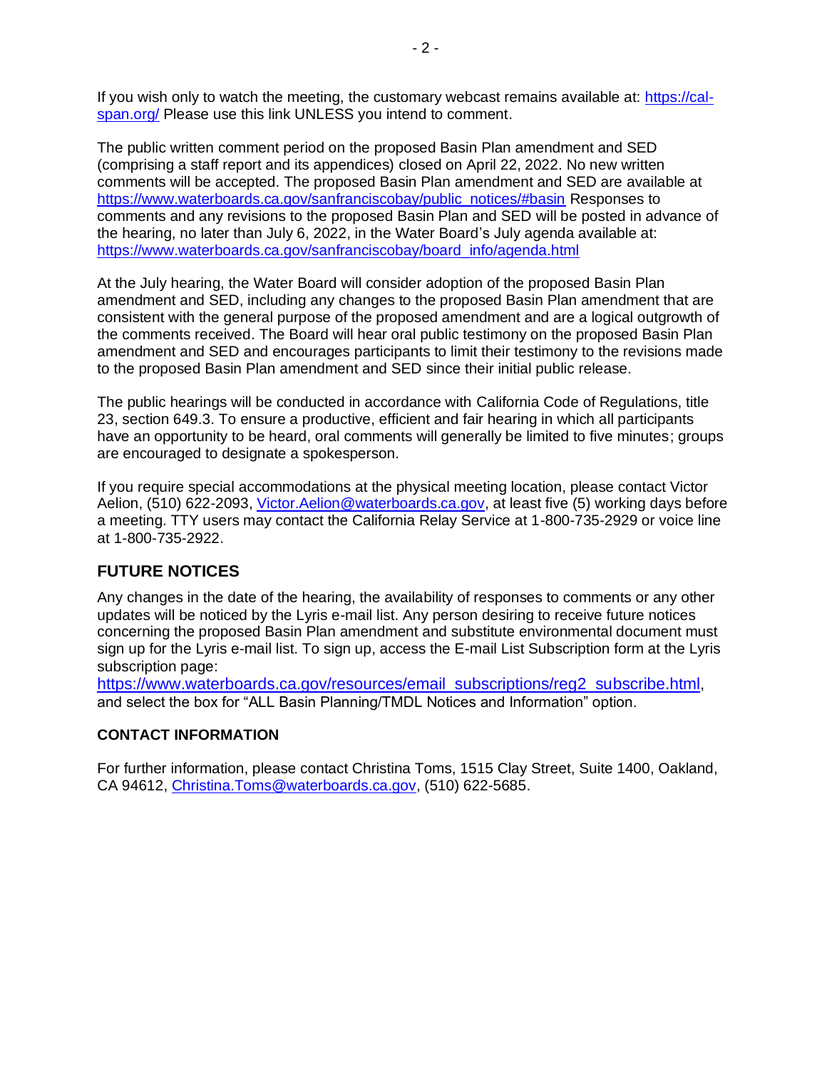If you wish only to watch the meeting, the customary webcast remains available at: https://cal-span.org/ Please use this link UNLESS you intend to comment.

The public written comment period on the proposed Basin Plan amendment and SED (comprising a staff report and its appendices) closed on April 22, 2022. No new written comments will be accepted. The proposed Basin Plan amendment and SED are available at https://www.waterboards.ca.gov/sanfranciscobay/public_notices/#basin Responses to comments and any revisions to the proposed Basin Plan and SED will be posted in advance of the hearing, no later than July 6, 2022, in the Water Board's July agenda available at: https://www.waterboards.ca.gov/sanfranciscobay/board_info/agenda.html

At the July hearing, the Water Board will consider adoption of the proposed Basin Plan amendment and SED, including any changes to the proposed Basin Plan amendment that are consistent with the general purpose of the proposed amendment and are a logical outgrowth of the comments received. The Board will hear oral public testimony on the proposed Basin Plan amendment and SED and encourages participants to limit their testimony to the revisions made to the proposed Basin Plan amendment and SED since their initial public release.

The public hearings will be conducted in accordance with California Code of Regulations, title 23, section 649.3. To ensure a productive, efficient and fair hearing in which all participants have an opportunity to be heard, oral comments will generally be limited to five minutes; groups are encouraged to designate a spokesperson.

If you require special accommodations at the physical meeting location, please contact Victor Aelion, (510) 622-2093, Victor.Aelion@waterboards.ca.gov, at least five (5) working days before a meeting. TTY users may contact the California Relay Service at 1-800-735-2929 or voice line at 1-800-735-2922.

## FUTURE NOTICES

Any changes in the date of the hearing, the availability of responses to comments or any other updates will be noticed by the Lyris e-mail list. Any person desiring to receive future notices concerning the proposed Basin Plan amendment and substitute environmental document must sign up for the Lyris e-mail list. To sign up, access the E-mail List Subscription form at the Lyris subscription page: https://www.waterboards.ca.gov/resources/email_subscriptions/reg2_subscribe.html, and select the box for "ALL Basin Planning/TMDL Notices and Information" option.

### CONTACT INFORMATION

For further information, please contact Christina Toms, 1515 Clay Street, Suite 1400, Oakland, CA 94612, Christina.Toms@waterboards.ca.gov, (510) 622-5685.